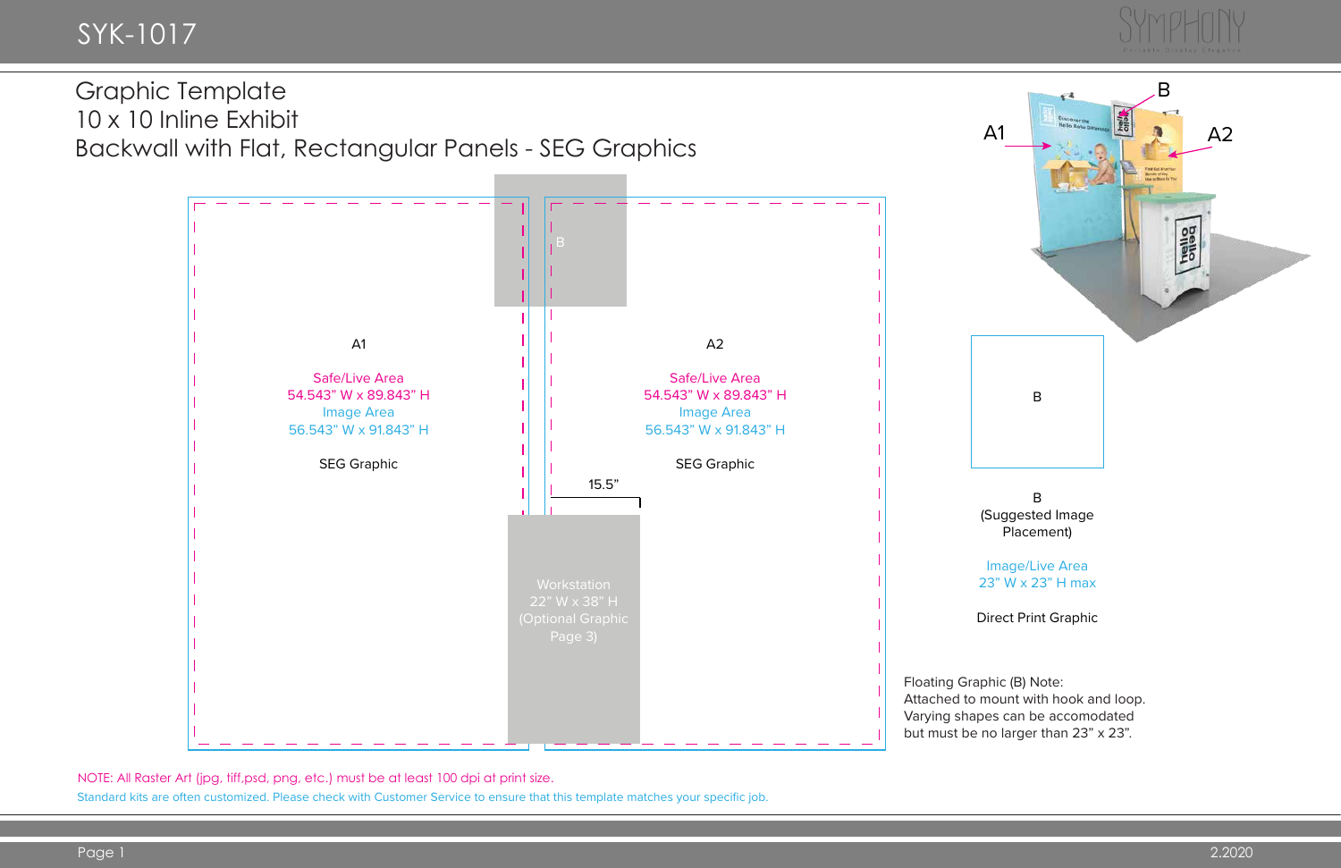# SYK-1017

## Graphic Template
## 10 x 10 Inline Exhibit
## Backwall with Flat, Rectangular Panels - SEG Graphics

**A1**

Safe/Live Area
54.543" W x 89.843" H
Image Area
56.543" W x 91.843" H

SEG Graphic

**A2**

Safe/Live Area
54.543" W x 89.843" H
Image Area
56.543" W x 91.843" H

SEG Graphic

15.5"

Workstation
22" W x 38" H
(Optional Graphic
Page 3)

**B**

B
(Suggested Image
Placement)

Image/Live Area
23" W x 23" H max

Direct Print Graphic

Floating Graphic (B) Note:
Attached to mount with hook and loop.
Varying shapes can be accomodated
but must be no larger than 23" x 23".

NOTE: All Raster Art (jpg, tiff,psd, png, etc.) must be at least 100 dpi at print size.

Standard kits are often customized. Please check with Customer Service to ensure that this template matches your specific job.

2.2020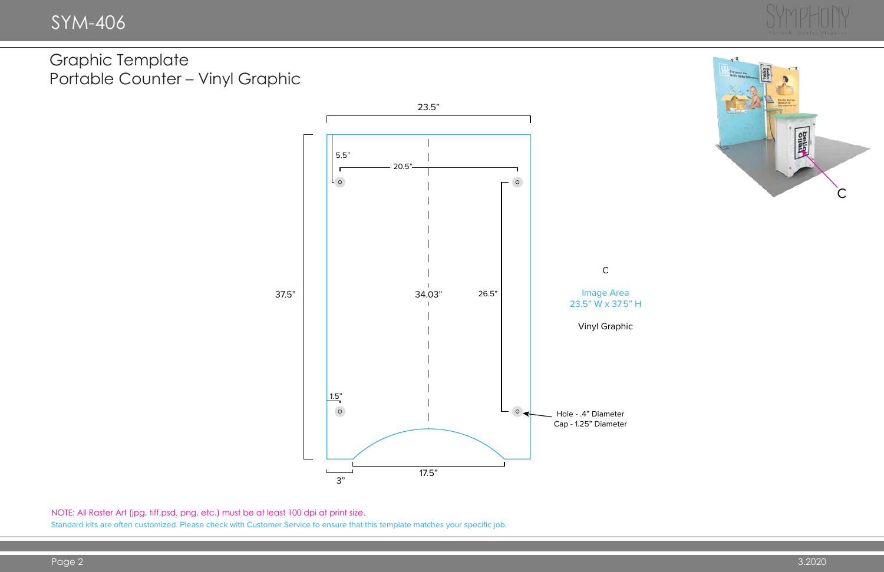# SYM-406

## Graphic Template
## Portable Counter – Vinyl Graphic

23.5”

5.5”

20.5”

37.5”

34.03”

26.5”

1.5”

3”

17.5”

Hole - .4” Diameter
Cap - 1.25” Diameter

C

Image Area
23.5” W x 37.5” H

Vinyl Graphic

C

NOTE: All Raster Art (jpg, tiff,psd, png, etc.) must be at least 100 dpi at print size.

Standard kits are often customized. Please check with Customer Service to ensure that this template matches your specific job.

3.2020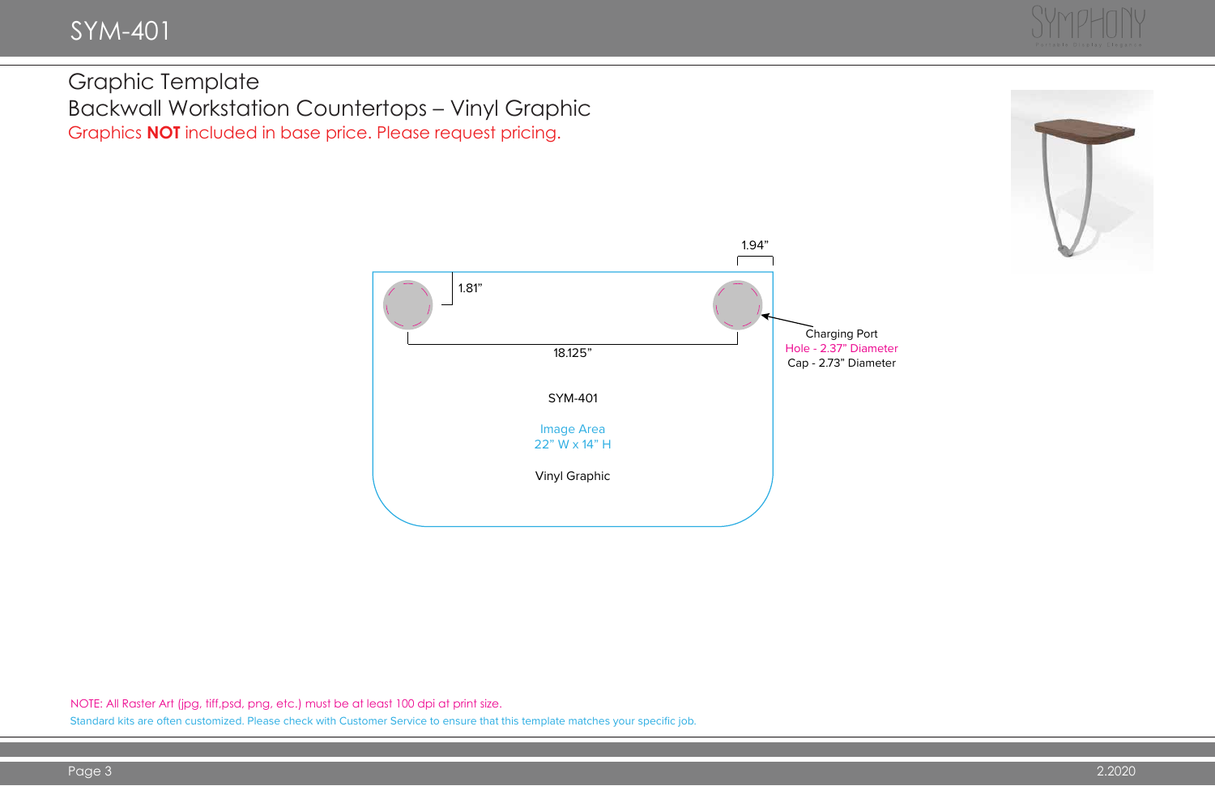SYM-401

# Graphic Template

## Backwall Workstation Countertops – Vinyl Graphic

Graphics **NOT** included in base price. Please request pricing.

1.94”

1.81”

18.125”

Charging Port
Hole - 2.37” Diameter
Cap - 2.73” Diameter

SYM-401

Image Area
22” W x 14” H

Vinyl Graphic

NOTE: All Raster Art (jpg, tiff,psd, png, etc.) must be at least 100 dpi at print size.

Standard kits are often customized. Please check with Customer Service to ensure that this template matches your specific job.

2.2020